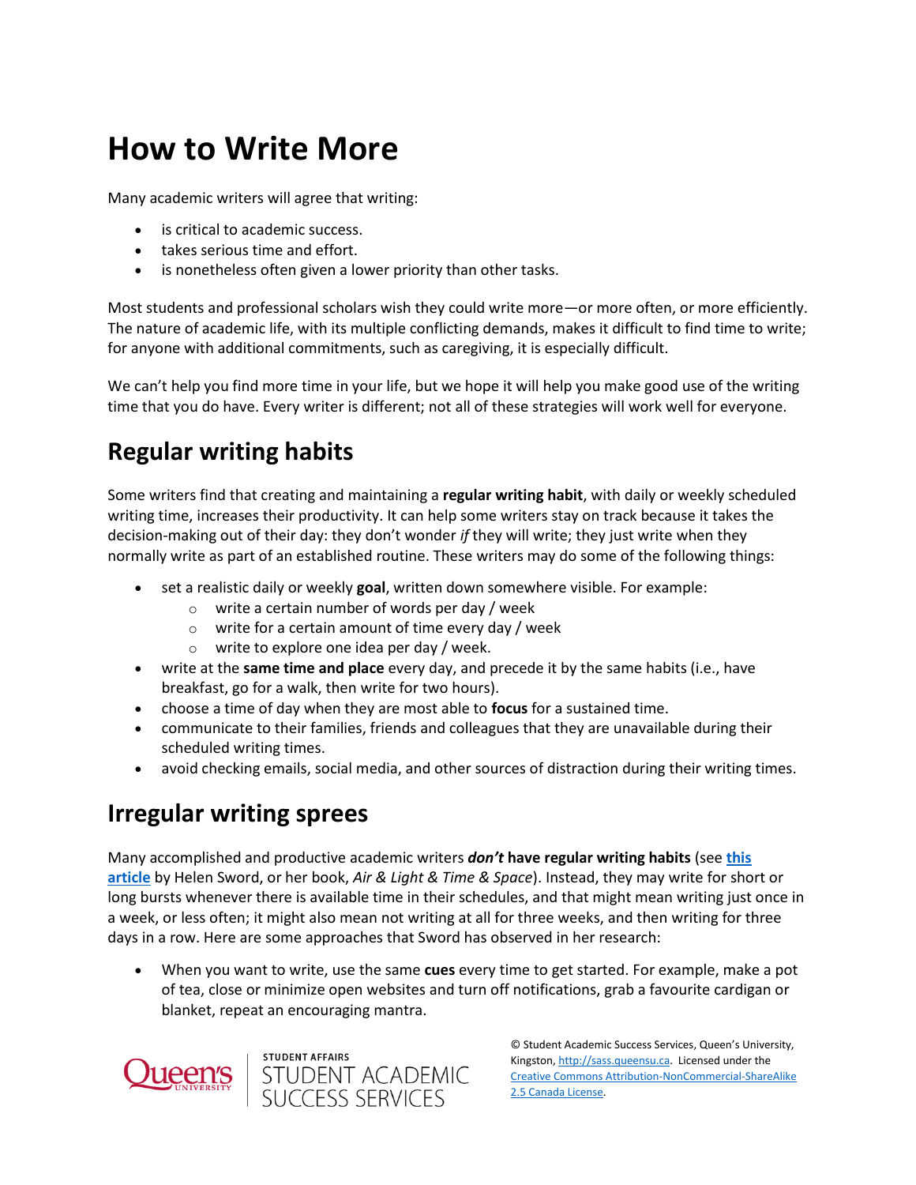# How to Write More

Many academic writers will agree that writing:

- is critical to academic success.
- takes serious time and effort.
- is nonetheless often given a lower priority than other tasks.

Most students and professional scholars wish they could write more—or more often, or more efficiently. The nature of academic life, with its multiple conflicting demands, makes it difficult to find time to write; for anyone with additional commitments, such as caregiving, it is especially difficult.

We can't help you find more time in your life, but we hope it will help you make good use of the writing time that you do have. Every writer is different; not all of these strategies will work well for everyone.

## Regular writing habits

Some writers find that creating and maintaining a **regular writing habit**, with daily or weekly scheduled writing time, increases their productivity. It can help some writers stay on track because it takes the decision-making out of their day: they don't wonder *if* they will write; they just write when they normally write as part of an established routine. These writers may do some of the following things:

- set a realistic daily or weekly **goal**, written down somewhere visible. For example:
  - write a certain number of words per day / week
  - write for a certain amount of time every day / week
  - write to explore one idea per day / week.
- write at the **same time and place** every day, and precede it by the same habits (i.e., have breakfast, go for a walk, then write for two hours).
- choose a time of day when they are most able to **focus** for a sustained time.
- communicate to their families, friends and colleagues that they are unavailable during their scheduled writing times.
- avoid checking emails, social media, and other sources of distraction during their writing times.

## Irregular writing sprees

Many accomplished and productive academic writers ***don't*** **have regular writing habits** (see [this article](#) by Helen Sword, or her book, *Air & Light & Time & Space*). Instead, they may write for short or long bursts whenever there is available time in their schedules, and that might mean writing just once in a week, or less often; it might also mean not writing at all for three weeks, and then writing for three days in a row. Here are some approaches that Sword has observed in her research:

- When you want to write, use the same **cues** every time to get started. For example, make a pot of tea, close or minimize open websites and turn off notifications, grab a favourite cardigan or blanket, repeat an encouraging mantra.

© Student Academic Success Services, Queen's University, Kingston, http://sass.queensu.ca. Licensed under the Creative Commons Attribution-NonCommercial-ShareAlike 2.5 Canada License.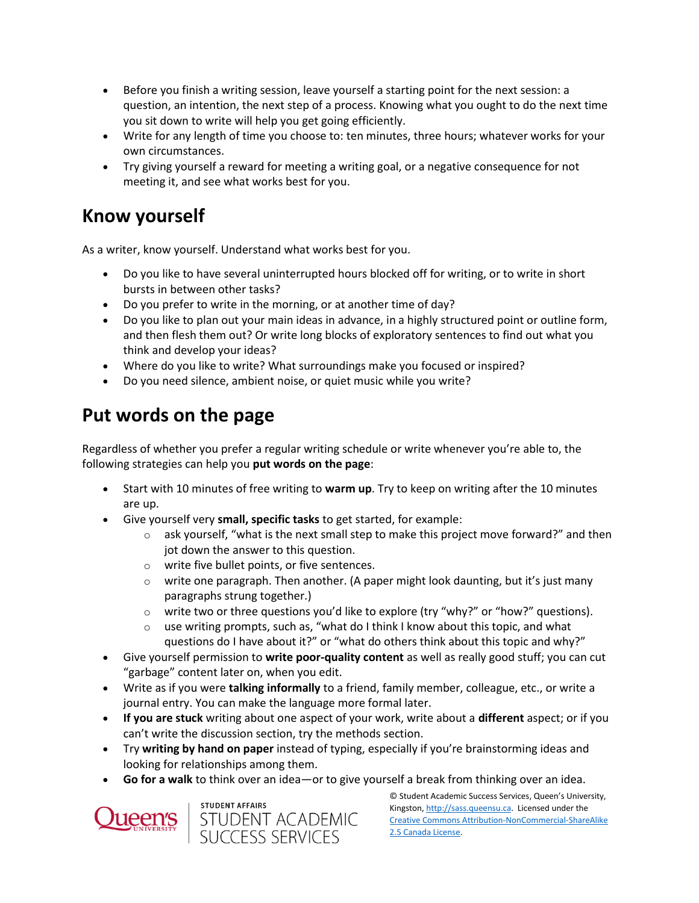- Before you finish a writing session, leave yourself a starting point for the next session: a question, an intention, the next step of a process. Knowing what you ought to do the next time you sit down to write will help you get going efficiently.
- Write for any length of time you choose to: ten minutes, three hours; whatever works for your own circumstances.
- Try giving yourself a reward for meeting a writing goal, or a negative consequence for not meeting it, and see what works best for you.

## Know yourself

As a writer, know yourself. Understand what works best for you.

- Do you like to have several uninterrupted hours blocked off for writing, or to write in short bursts in between other tasks?
- Do you prefer to write in the morning, or at another time of day?
- Do you like to plan out your main ideas in advance, in a highly structured point or outline form, and then flesh them out? Or write long blocks of exploratory sentences to find out what you think and develop your ideas?
- Where do you like to write? What surroundings make you focused or inspired?
- Do you need silence, ambient noise, or quiet music while you write?

## Put words on the page

Regardless of whether you prefer a regular writing schedule or write whenever you're able to, the following strategies can help you **put words on the page**:

- Start with 10 minutes of free writing to **warm up**. Try to keep on writing after the 10 minutes are up.
- Give yourself very **small, specific tasks** to get started, for example:
  - ask yourself, "what is the next small step to make this project move forward?" and then jot down the answer to this question.
  - write five bullet points, or five sentences.
  - write one paragraph. Then another. (A paper might look daunting, but it's just many paragraphs strung together.)
  - write two or three questions you'd like to explore (try "why?" or "how?" questions).
  - use writing prompts, such as, "what do I think I know about this topic, and what questions do I have about it?" or "what do others think about this topic and why?"
- Give yourself permission to **write poor-quality content** as well as really good stuff; you can cut "garbage" content later on, when you edit.
- Write as if you were **talking informally** to a friend, family member, colleague, etc., or write a journal entry. You can make the language more formal later.
- **If you are stuck** writing about one aspect of your work, write about a **different** aspect; or if you can't write the discussion section, try the methods section.
- Try **writing by hand on paper** instead of typing, especially if you're brainstorming ideas and looking for relationships among them.
- **Go for a walk** to think over an idea—or to give yourself a break from thinking over an idea.

© Student Academic Success Services, Queen's University, Kingston, http://sass.queensu.ca. Licensed under the Creative Commons Attribution-NonCommercial-ShareAlike 2.5 Canada License.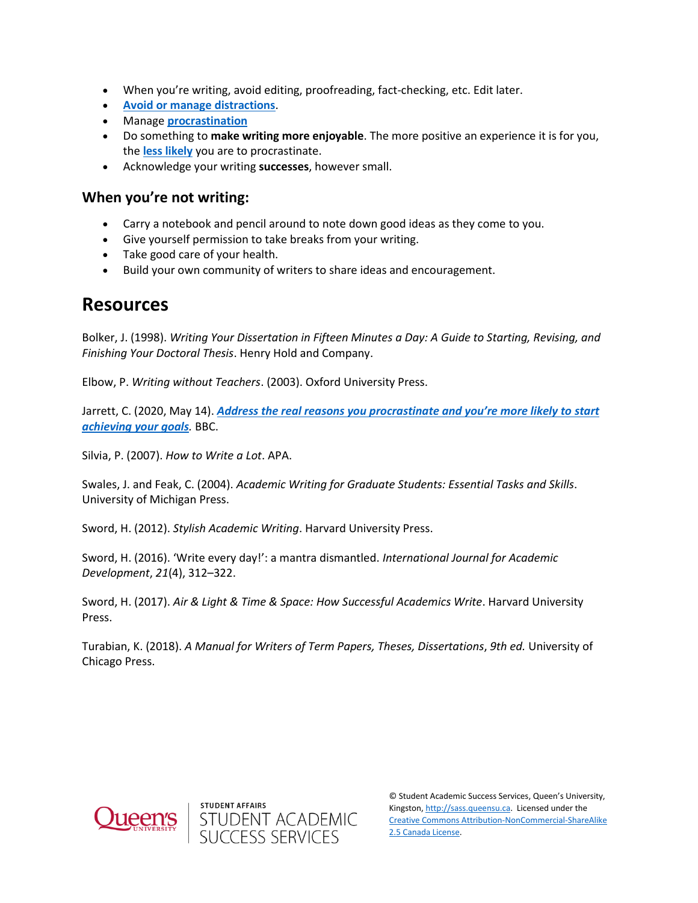- When you're writing, avoid editing, proofreading, fact-checking, etc. Edit later.
- **Avoid or manage distractions**.
- Manage **procrastination**
- Do something to **make writing more enjoyable**. The more positive an experience it is for you, the **less likely** you are to procrastinate.
- Acknowledge your writing **successes**, however small.

### When you're not writing:

- Carry a notebook and pencil around to note down good ideas as they come to you.
- Give yourself permission to take breaks from your writing.
- Take good care of your health.
- Build your own community of writers to share ideas and encouragement.

## Resources

Bolker, J. (1998). *Writing Your Dissertation in Fifteen Minutes a Day: A Guide to Starting, Revising, and Finishing Your Doctoral Thesis*. Henry Hold and Company.

Elbow, P. *Writing without Teachers*. (2003). Oxford University Press.

Jarrett, C. (2020, May 14). ***Address the real reasons you procrastinate and you're more likely to start achieving your goals***. BBC.

Silvia, P. (2007). *How to Write a Lot*. APA.

Swales, J. and Feak, C. (2004). *Academic Writing for Graduate Students: Essential Tasks and Skills*. University of Michigan Press.

Sword, H. (2012). *Stylish Academic Writing*. Harvard University Press.

Sword, H. (2016). 'Write every day!': a mantra dismantled. *International Journal for Academic Development*, *21*(4), 312–322.

Sword, H. (2017). *Air & Light & Time & Space: How Successful Academics Write*. Harvard University Press.

Turabian, K. (2018). *A Manual for Writers of Term Papers, Theses, Dissertations*, *9th ed.* University of Chicago Press.

Queen's University | STUDENT AFFAIRS STUDENT ACADEMIC SUCCESS SERVICES

© Student Academic Success Services, Queen's University, Kingston, http://sass.queensu.ca. Licensed under the Creative Commons Attribution-NonCommercial-ShareAlike 2.5 Canada License.